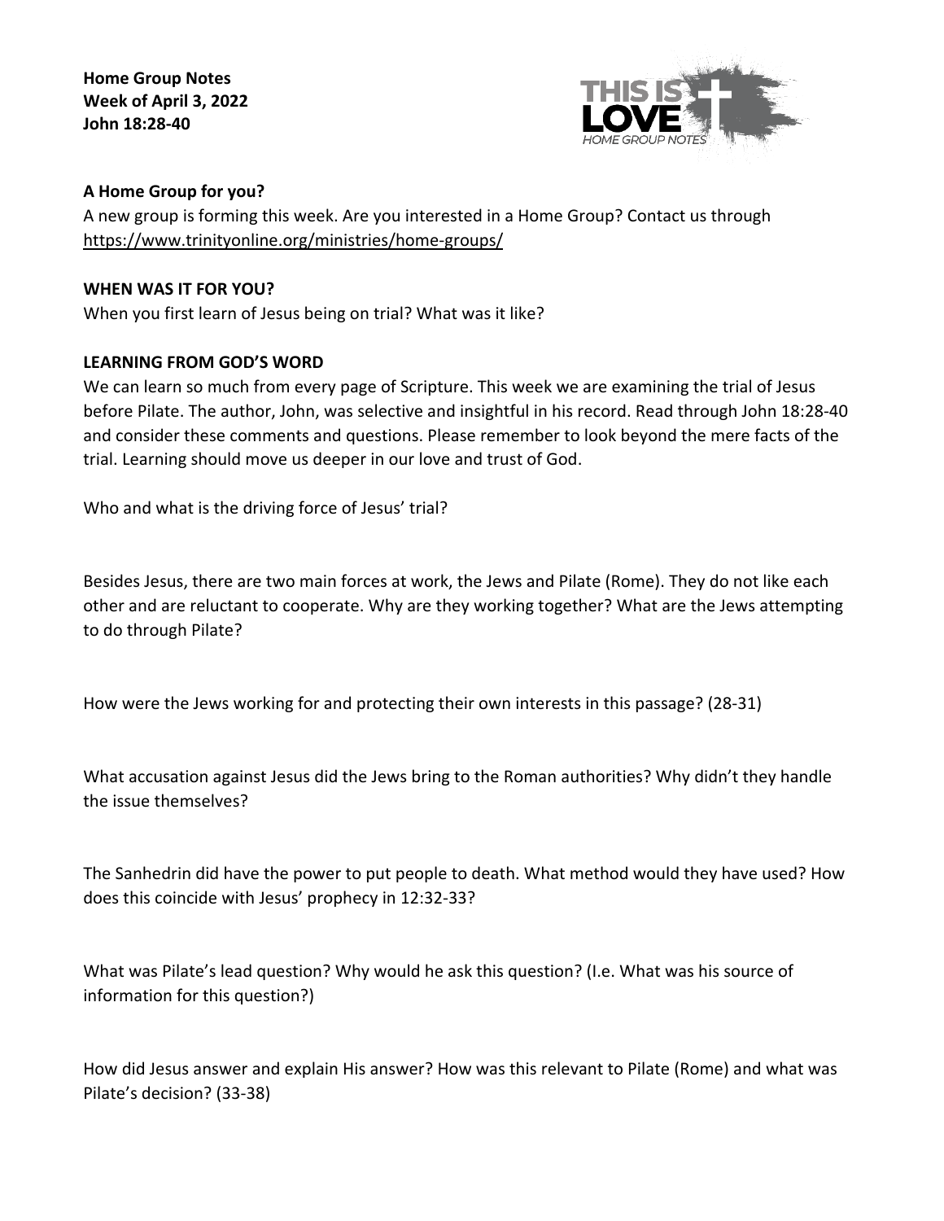**Home Group Notes**
**Week of April 3, 2022**
**John 18:28-40**

THIS IS LOVE
HOME GROUP NOTES

**A Home Group for you?**

A new group is forming this week. Are you interested in a Home Group? Contact us through https://www.trinityonline.org/ministries/home-groups/

**WHEN WAS IT FOR YOU?**

When you first learn of Jesus being on trial? What was it like?

**LEARNING FROM GOD'S WORD**

We can learn so much from every page of Scripture. This week we are examining the trial of Jesus before Pilate. The author, John, was selective and insightful in his record. Read through John 18:28-40 and consider these comments and questions. Please remember to look beyond the mere facts of the trial. Learning should move us deeper in our love and trust of God.

Who and what is the driving force of Jesus' trial?

Besides Jesus, there are two main forces at work, the Jews and Pilate (Rome). They do not like each other and are reluctant to cooperate. Why are they working together? What are the Jews attempting to do through Pilate?

How were the Jews working for and protecting their own interests in this passage? (28-31)

What accusation against Jesus did the Jews bring to the Roman authorities? Why didn't they handle the issue themselves?

The Sanhedrin did have the power to put people to death. What method would they have used? How does this coincide with Jesus' prophecy in 12:32-33?

What was Pilate's lead question? Why would he ask this question? (I.e. What was his source of information for this question?)

How did Jesus answer and explain His answer? How was this relevant to Pilate (Rome) and what was Pilate's decision? (33-38)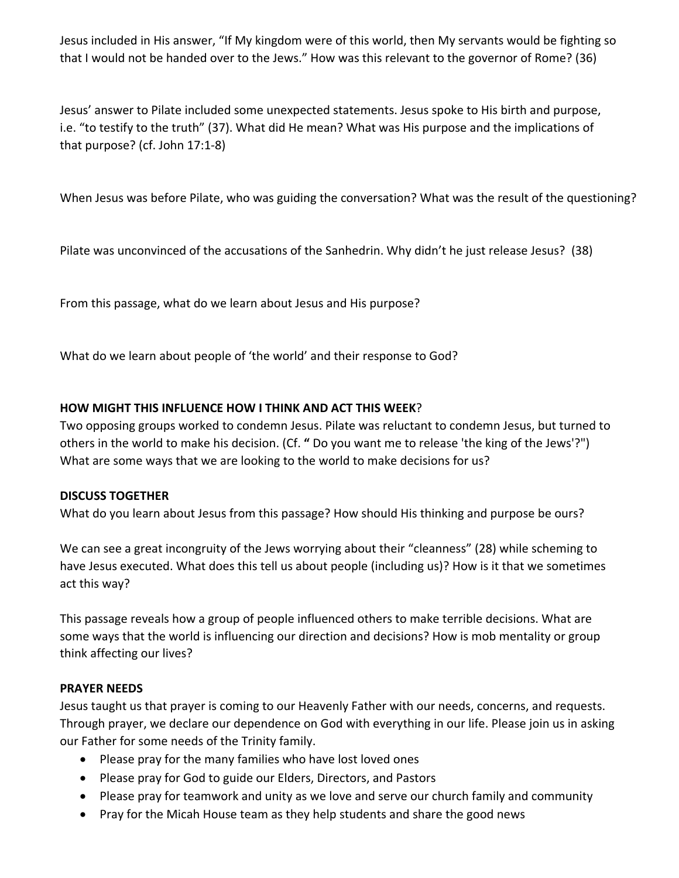Jesus included in His answer, "If My kingdom were of this world, then My servants would be fighting so that I would not be handed over to the Jews." How was this relevant to the governor of Rome? (36)

Jesus' answer to Pilate included some unexpected statements. Jesus spoke to His birth and purpose, i.e. "to testify to the truth" (37). What did He mean? What was His purpose and the implications of that purpose? (cf. John 17:1-8)

When Jesus was before Pilate, who was guiding the conversation? What was the result of the questioning?

Pilate was unconvinced of the accusations of the Sanhedrin. Why didn't he just release Jesus? (38)

From this passage, what do we learn about Jesus and His purpose?

What do we learn about people of 'the world' and their response to God?

**HOW MIGHT THIS INFLUENCE HOW I THINK AND ACT THIS WEEK**?

Two opposing groups worked to condemn Jesus. Pilate was reluctant to condemn Jesus, but turned to others in the world to make his decision. (Cf. **"** Do you want me to release 'the king of the Jews'?") What are some ways that we are looking to the world to make decisions for us?

**DISCUSS TOGETHER**

What do you learn about Jesus from this passage? How should His thinking and purpose be ours?

We can see a great incongruity of the Jews worrying about their "cleanness" (28) while scheming to have Jesus executed. What does this tell us about people (including us)? How is it that we sometimes act this way?

This passage reveals how a group of people influenced others to make terrible decisions. What are some ways that the world is influencing our direction and decisions? How is mob mentality or group think affecting our lives?

**PRAYER NEEDS**

Jesus taught us that prayer is coming to our Heavenly Father with our needs, concerns, and requests. Through prayer, we declare our dependence on God with everything in our life. Please join us in asking our Father for some needs of the Trinity family.

- Please pray for the many families who have lost loved ones
- Please pray for God to guide our Elders, Directors, and Pastors
- Please pray for teamwork and unity as we love and serve our church family and community
- Pray for the Micah House team as they help students and share the good news